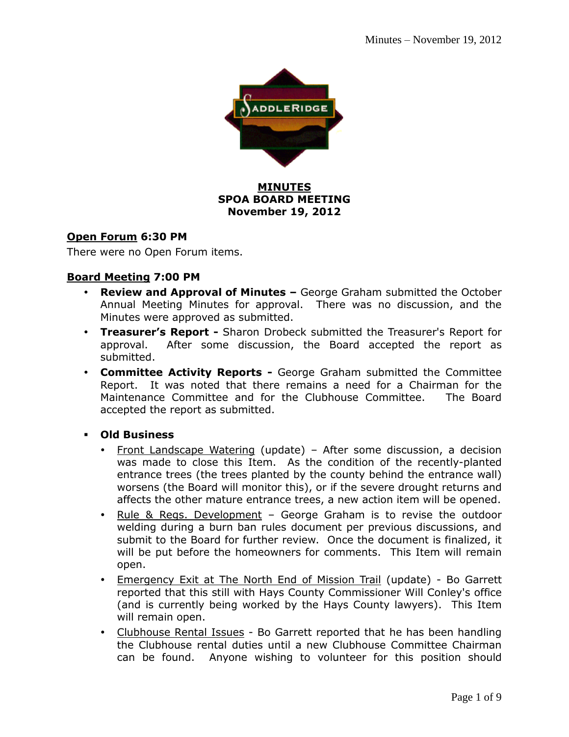**MINUTES**
**SPOA BOARD MEETING**
**November 19, 2012**

**Open Forum 6:30 PM**

There were no Open Forum items.

**Board Meeting 7:00 PM**

- **Review and Approval of Minutes –** George Graham submitted the October Annual Meeting Minutes for approval. There was no discussion, and the Minutes were approved as submitted.
- **Treasurer's Report -** Sharon Drobeck submitted the Treasurer's Report for approval. After some discussion, the Board accepted the report as submitted.
- **Committee Activity Reports -** George Graham submitted the Committee Report. It was noted that there remains a need for a Chairman for the Maintenance Committee and for the Clubhouse Committee. The Board accepted the report as submitted.

- **Old Business**
  - Front Landscape Watering (update) – After some discussion, a decision was made to close this Item. As the condition of the recently-planted entrance trees (the trees planted by the county behind the entrance wall) worsens (the Board will monitor this), or if the severe drought returns and affects the other mature entrance trees, a new action item will be opened.
  - Rule & Regs. Development – George Graham is to revise the outdoor welding during a burn ban rules document per previous discussions, and submit to the Board for further review. Once the document is finalized, it will be put before the homeowners for comments. This Item will remain open.
  - Emergency Exit at The North End of Mission Trail (update) - Bo Garrett reported that this still with Hays County Commissioner Will Conley's office (and is currently being worked by the Hays County lawyers). This Item will remain open.
  - Clubhouse Rental Issues - Bo Garrett reported that he has been handling the Clubhouse rental duties until a new Clubhouse Committee Chairman can be found. Anyone wishing to volunteer for this position should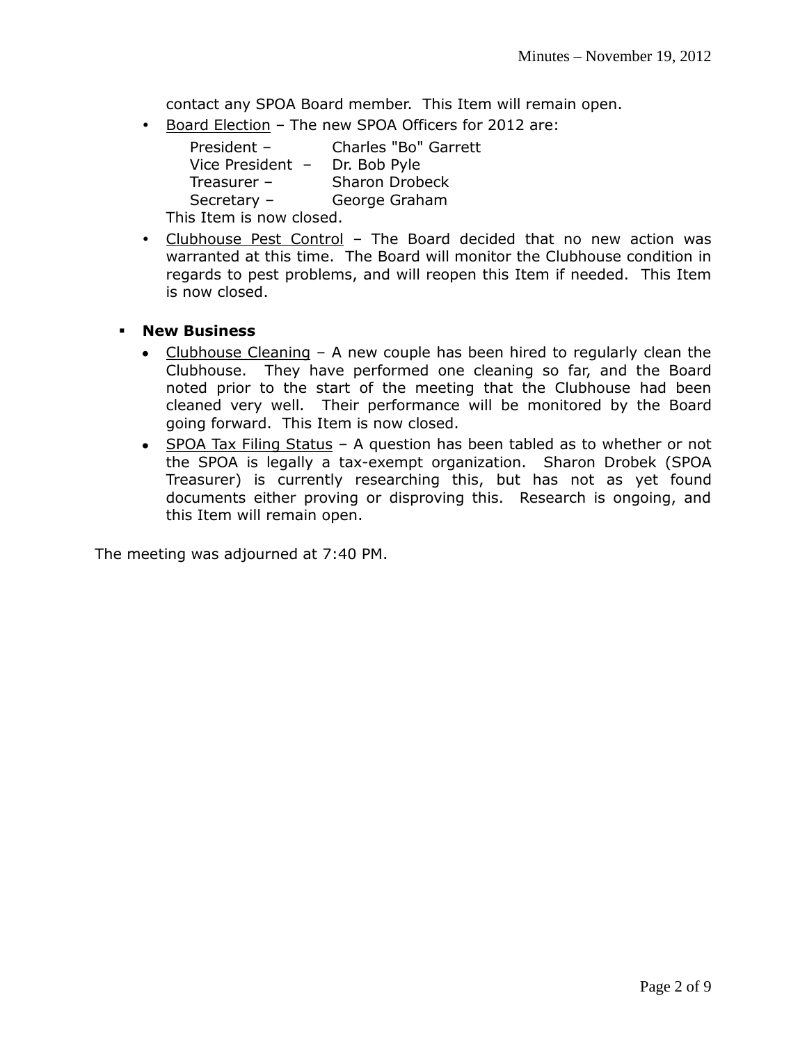contact any SPOA Board member. This Item will remain open.

- Board Election – The new SPOA Officers for 2012 are:

  | | |
  |---|---|
  | President – | Charles "Bo" Garrett |
  | Vice President – | Dr. Bob Pyle |
  | Treasurer – | Sharon Drobeck |
  | Secretary – | George Graham |

  This Item is now closed.

- Clubhouse Pest Control – The Board decided that no new action was warranted at this time. The Board will monitor the Clubhouse condition in regards to pest problems, and will reopen this Item if needed. This Item is now closed.

- **New Business**
  - Clubhouse Cleaning – A new couple has been hired to regularly clean the Clubhouse. They have performed one cleaning so far, and the Board noted prior to the start of the meeting that the Clubhouse had been cleaned very well. Their performance will be monitored by the Board going forward. This Item is now closed.
  - SPOA Tax Filing Status – A question has been tabled as to whether or not the SPOA is legally a tax-exempt organization. Sharon Drobek (SPOA Treasurer) is currently researching this, but has not as yet found documents either proving or disproving this. Research is ongoing, and this Item will remain open.

The meeting was adjourned at 7:40 PM.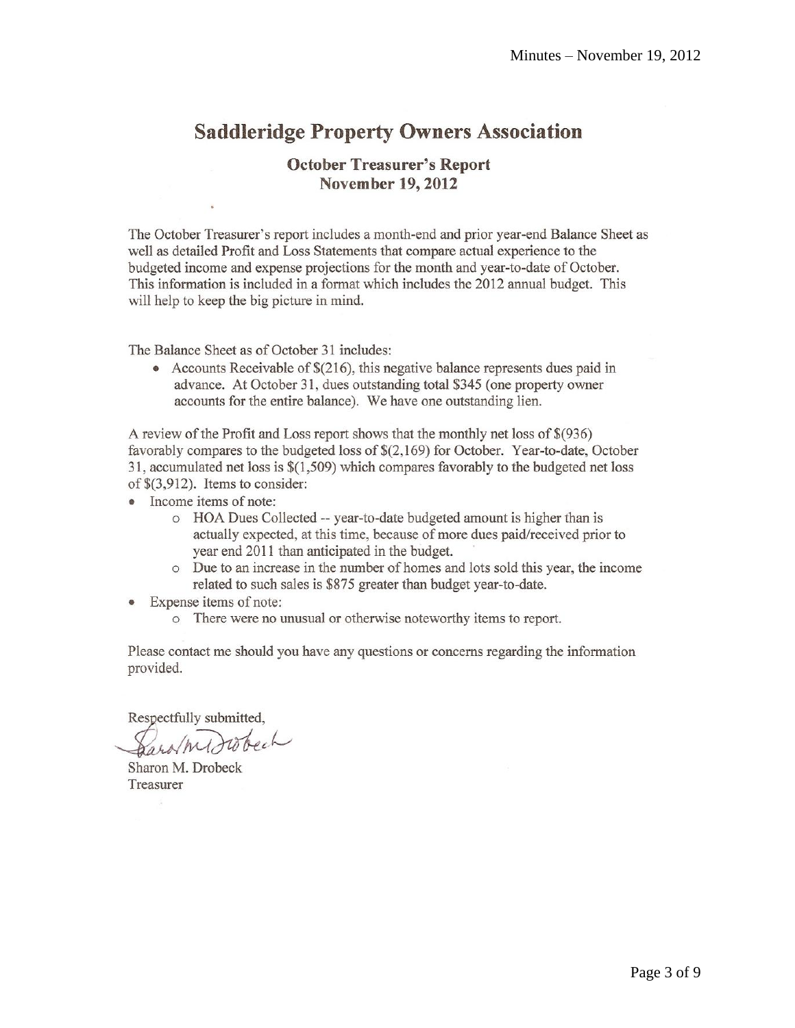# Saddleridge Property Owners Association

## October Treasurer's Report
## November 19, 2012

The October Treasurer's report includes a month-end and prior year-end Balance Sheet as well as detailed Profit and Loss Statements that compare actual experience to the budgeted income and expense projections for the month and year-to-date of October. This information is included in a format which includes the 2012 annual budget. This will help to keep the big picture in mind.

The Balance Sheet as of October 31 includes:

- Accounts Receivable of $(216), this negative balance represents dues paid in advance. At October 31, dues outstanding total $345 (one property owner accounts for the entire balance). We have one outstanding lien.

A review of the Profit and Loss report shows that the monthly net loss of $(936) favorably compares to the budgeted loss of $(2,169) for October. Year-to-date, October 31, accumulated net loss is $(1,509) which compares favorably to the budgeted net loss of $(3,912). Items to consider:

- Income items of note:
  - HOA Dues Collected -- year-to-date budgeted amount is higher than is actually expected, at this time, because of more dues paid/received prior to year end 2011 than anticipated in the budget.
  - Due to an increase in the number of homes and lots sold this year, the income related to such sales is $875 greater than budget year-to-date.
- Expense items of note:
  - There were no unusual or otherwise noteworthy items to report.

Please contact me should you have any questions or concerns regarding the information provided.

Respectfully submitted,

Sharon M. Drobeck
Treasurer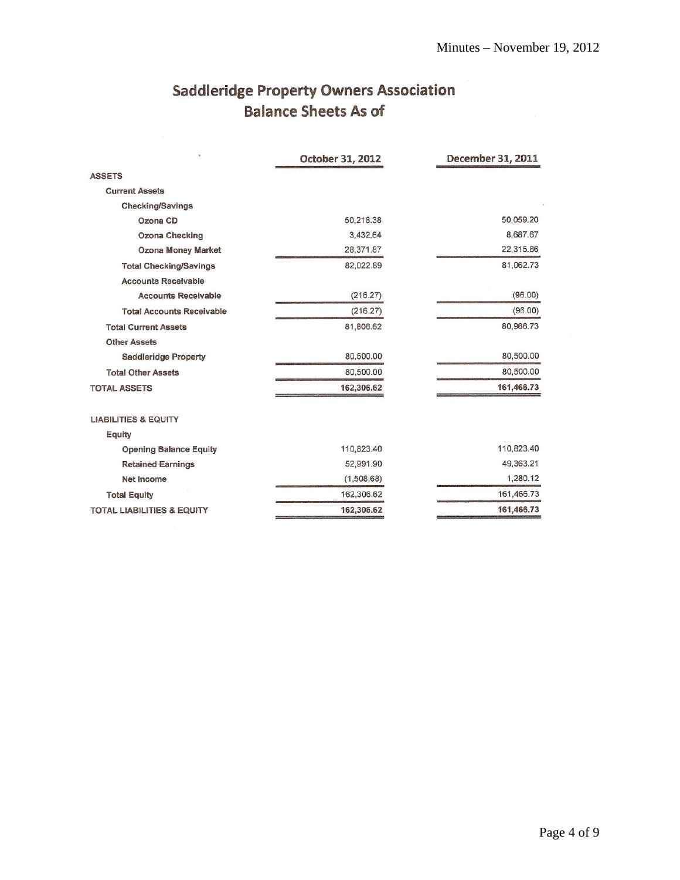# Saddleridge Property Owners Association
## Balance Sheets As of

| | October 31, 2012 | December 31, 2011 |
|---|---|---|
| **ASSETS** | | |
| Current Assets | | |
| Checking/Savings | | |
| Ozona CD | 50,218.38 | 50,059.20 |
| Ozona Checking | 3,432.64 | 8,687.67 |
| Ozona Money Market | 28,371.87 | 22,315.86 |
| Total Checking/Savings | 82,022.89 | 81,062.73 |
| Accounts Receivable | | |
| Accounts Receivable | (216.27) | (96.00) |
| Total Accounts Receivable | (216.27) | (96.00) |
| Total Current Assets | 81,806.62 | 80,966.73 |
| Other Assets | | |
| Saddleridge Property | 80,500.00 | 80,500.00 |
| Total Other Assets | 80,500.00 | 80,500.00 |
| **TOTAL ASSETS** | **162,306.62** | **161,466.73** |
| | | |
| **LIABILITIES & EQUITY** | | |
| Equity | | |
| Opening Balance Equity | 110,823.40 | 110,823.40 |
| Retained Earnings | 52,991.90 | 49,363.21 |
| Net Income | (1,508.68) | 1,280.12 |
| Total Equity | 162,306.62 | 161,466.73 |
| **TOTAL LIABILITIES & EQUITY** | **162,306.62** | **161,466.73** |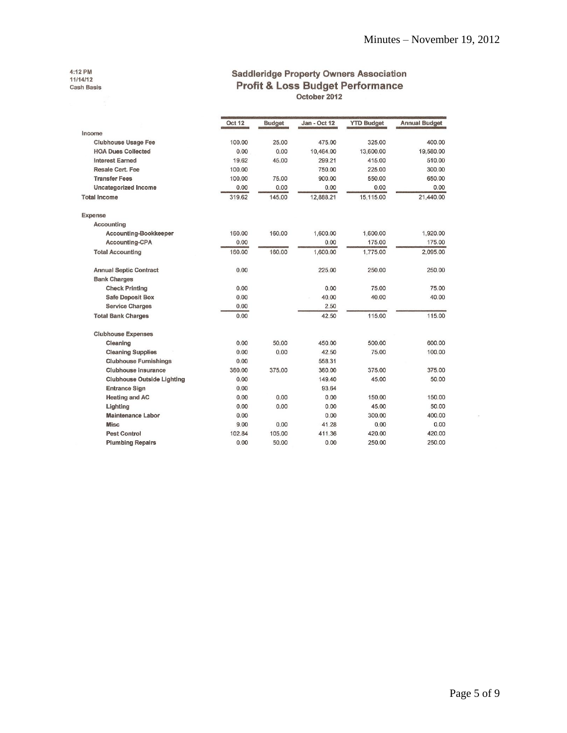4:12 PM
11/14/12
Cash Basis

# Saddleridge Property Owners Association
## Profit & Loss Budget Performance
### October 2012

| | Oct 12 | Budget | Jan - Oct 12 | YTD Budget | Annual Budget |
|---|---|---|---|---|---|
| **Income** | | | | | |
| Clubhouse Usage Fee | 100.00 | 25.00 | 475.00 | 325.00 | 400.00 |
| HOA Dues Collected | 0.00 | 0.00 | 10,464.00 | 13,600.00 | 19,580.00 |
| Interest Earned | 19.62 | 45.00 | 299.21 | 415.00 | 510.00 |
| Resale Cert. Fee | 100.00 | | 750.00 | 225.00 | 300.00 |
| Transfer Fees | 100.00 | 75.00 | 900.00 | 550.00 | 650.00 |
| Uncategorized Income | 0.00 | 0.00 | 0.00 | 0.00 | 0.00 |
| **Total Income** | 319.62 | 145.00 | 12,888.21 | 15,115.00 | 21,440.00 |
| **Expense** | | | | | |
| Accounting | | | | | |
| Accounting-Bookkeeper | 160.00 | 160.00 | 1,600.00 | 1,600.00 | 1,920.00 |
| Accounting-CPA | 0.00 | | 0.00 | 175.00 | 175.00 |
| Total Accounting | 160.00 | 160.00 | 1,600.00 | 1,775.00 | 2,095.00 |
| Annual Septic Contract | 0.00 | | 225.00 | 250.00 | 250.00 |
| Bank Charges | | | | | |
| Check Printing | 0.00 | | 0.00 | 75.00 | 75.00 |
| Safe Deposit Box | 0.00 | | 40.00 | 40.00 | 40.00 |
| Service Charges | 0.00 | | 2.50 | | |
| Total Bank Charges | 0.00 | | 42.50 | 115.00 | 115.00 |
| Clubhouse Expenses | | | | | |
| Cleaning | 0.00 | 50.00 | 450.00 | 500.00 | 600.00 |
| Cleaning Supplies | 0.00 | 0.00 | 42.50 | 75.00 | 100.00 |
| Clubhouse Furnishings | 0.00 | | 558.31 | | |
| Clubhouse Insurance | 360.00 | 375.00 | 360.00 | 375.00 | 375.00 |
| Clubhouse Outside Lighting | 0.00 | | 149.40 | 45.00 | 50.00 |
| Entrance Sign | 0.00 | | 93.64 | | |
| Heating and AC | 0.00 | 0.00 | 0.00 | 150.00 | 150.00 |
| Lighting | 0.00 | 0.00 | 0.00 | 45.00 | 50.00 |
| Maintenance Labor | 0.00 | | 0.00 | 300.00 | 400.00 |
| Misc | 9.00 | 0.00 | 41.28 | 0.00 | 0.00 |
| Pest Control | 102.84 | 105.00 | 411.36 | 420.00 | 420.00 |
| Plumbing Repairs | 0.00 | 50.00 | 0.00 | 250.00 | 250.00 |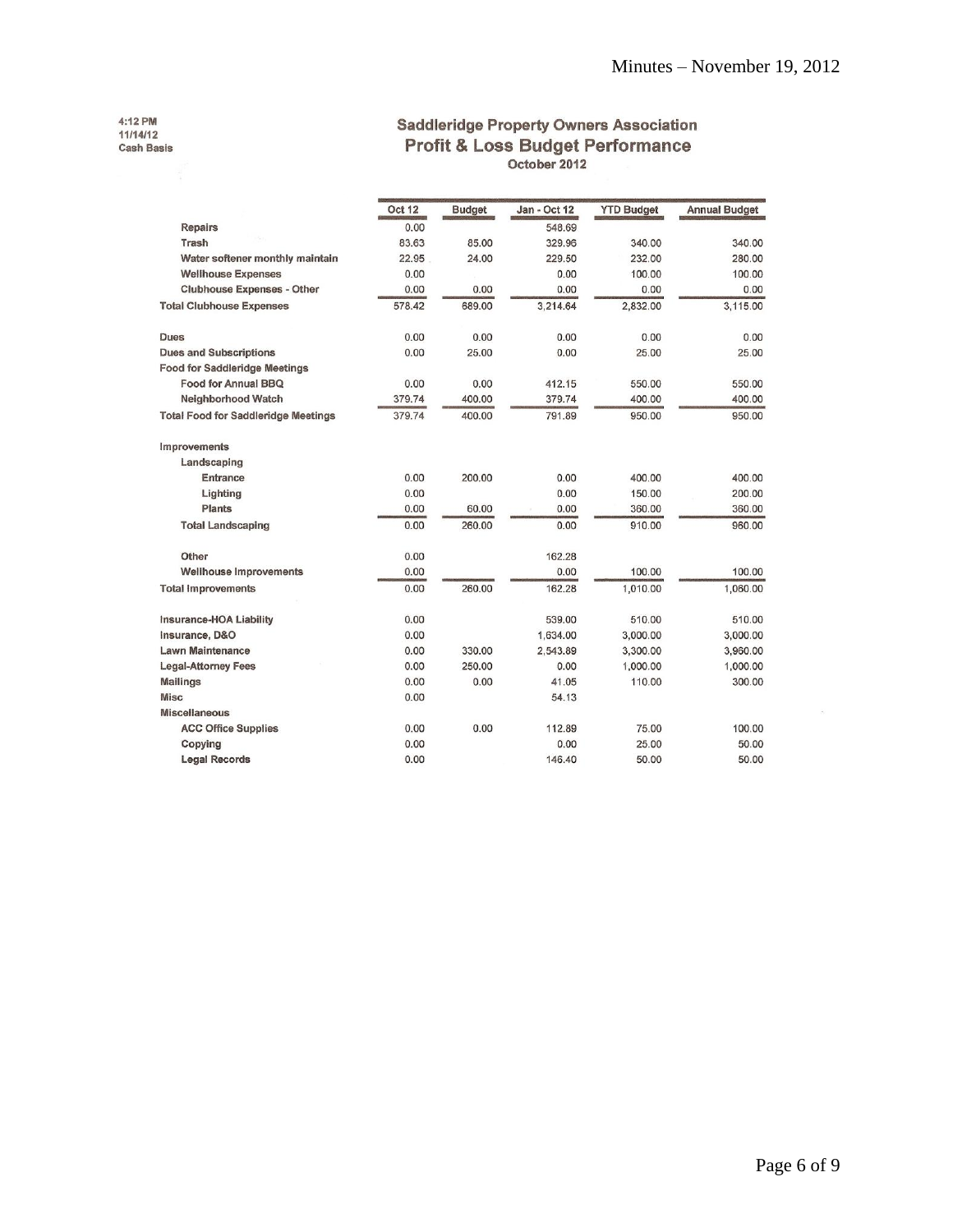4:12 PM
11/14/12
Cash Basis

## Saddleridge Property Owners Association
## Profit & Loss Budget Performance
October 2012

| | Oct 12 | Budget | Jan - Oct 12 | YTD Budget | Annual Budget |
|---|---|---|---|---|---|
| Repairs | 0.00 | | 548.69 | | |
| Trash | 83.63 | 85.00 | 329.96 | 340.00 | 340.00 |
| Water softener monthly maintain | 22.95 | 24.00 | 229.50 | 232.00 | 280.00 |
| Wellhouse Expenses | 0.00 | | 0.00 | 100.00 | 100.00 |
| Clubhouse Expenses - Other | 0.00 | 0.00 | 0.00 | 0.00 | 0.00 |
| **Total Clubhouse Expenses** | 578.42 | 689.00 | 3,214.64 | 2,832.00 | 3,115.00 |
| Dues | 0.00 | 0.00 | 0.00 | 0.00 | 0.00 |
| Dues and Subscriptions | 0.00 | 25.00 | 0.00 | 25.00 | 25.00 |
| Food for Saddleridge Meetings | | | | | |
| Food for Annual BBQ | 0.00 | 0.00 | 412.15 | 550.00 | 550.00 |
| Neighborhood Watch | 379.74 | 400.00 | 379.74 | 400.00 | 400.00 |
| **Total Food for Saddleridge Meetings** | 379.74 | 400.00 | 791.89 | 950.00 | 950.00 |
| Improvements | | | | | |
| Landscaping | | | | | |
| Entrance | 0.00 | 200.00 | 0.00 | 400.00 | 400.00 |
| Lighting | 0.00 | | 0.00 | 150.00 | 200.00 |
| Plants | 0.00 | 60.00 | 0.00 | 360.00 | 360.00 |
| **Total Landscaping** | 0.00 | 260.00 | 0.00 | 910.00 | 960.00 |
| Other | 0.00 | | 162.28 | | |
| Wellhouse Improvements | 0.00 | | 0.00 | 100.00 | 100.00 |
| **Total Improvements** | 0.00 | 260.00 | 162.28 | 1,010.00 | 1,060.00 |
| Insurance-HOA Liability | 0.00 | | 539.00 | 510.00 | 510.00 |
| Insurance, D&O | 0.00 | | 1,634.00 | 3,000.00 | 3,000.00 |
| Lawn Maintenance | 0.00 | 330.00 | 2,543.89 | 3,300.00 | 3,960.00 |
| Legal-Attorney Fees | 0.00 | 250.00 | 0.00 | 1,000.00 | 1,000.00 |
| Mailings | 0.00 | 0.00 | 41.05 | 110.00 | 300.00 |
| Misc | 0.00 | | 54.13 | | |
| Miscellaneous | | | | | |
| ACC Office Supplies | 0.00 | 0.00 | 112.89 | 75.00 | 100.00 |
| Copying | 0.00 | | 0.00 | 25.00 | 50.00 |
| Legal Records | 0.00 | | 146.40 | 50.00 | 50.00 |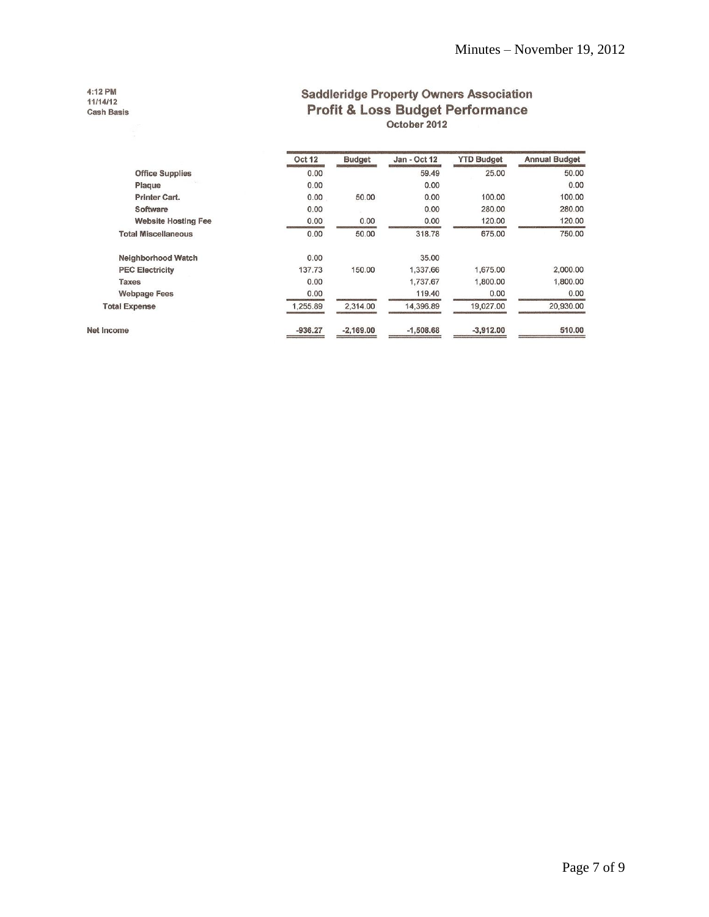4:12 PM
11/14/12
Cash Basis

## Saddleridge Property Owners Association
## Profit & Loss Budget Performance
### October 2012

| | Oct 12 | Budget | Jan - Oct 12 | YTD Budget | Annual Budget |
|---|---|---|---|---|---|
| Office Supplies | 0.00 | | 59.49 | 25.00 | 50.00 |
| Plaque | 0.00 | | 0.00 | | 0.00 |
| Printer Cart. | 0.00 | 50.00 | 0.00 | 100.00 | 100.00 |
| Software | 0.00 | | 0.00 | 280.00 | 280.00 |
| Website Hosting Fee | 0.00 | 0.00 | 0.00 | 120.00 | 120.00 |
| **Total Miscellaneous** | 0.00 | 50.00 | 318.78 | 675.00 | 750.00 |
| Neighborhood Watch | 0.00 | | 35.00 | | |
| PEC Electricity | 137.73 | 150.00 | 1,337.66 | 1,675.00 | 2,000.00 |
| Taxes | 0.00 | | 1,737.67 | 1,800.00 | 1,800.00 |
| Webpage Fees | 0.00 | | 119.40 | 0.00 | 0.00 |
| **Total Expense** | 1,255.89 | 2,314.00 | 14,396.89 | 19,027.00 | 20,930.00 |
| **Net Income** | -936.27 | -2,169.00 | -1,508.68 | -3,912.00 | 510.00 |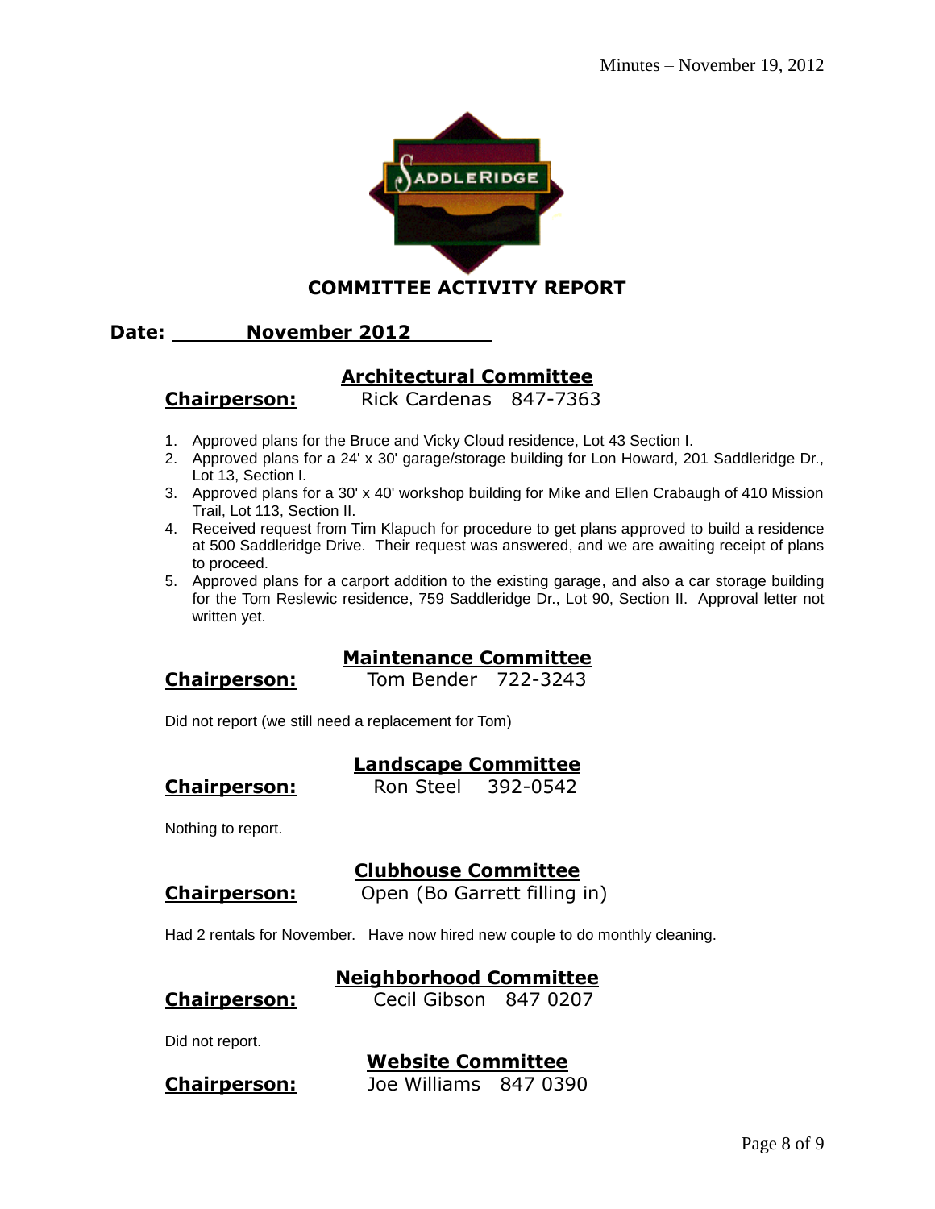# COMMITTEE ACTIVITY REPORT

**Date: November 2012**

## Architectural Committee

**Chairperson:** Rick Cardenas 847-7363

1. Approved plans for the Bruce and Vicky Cloud residence, Lot 43 Section I.
2. Approved plans for a 24' x 30' garage/storage building for Lon Howard, 201 Saddleridge Dr., Lot 13, Section I.
3. Approved plans for a 30' x 40' workshop building for Mike and Ellen Crabaugh of 410 Mission Trail, Lot 113, Section II.
4. Received request from Tim Klapuch for procedure to get plans approved to build a residence at 500 Saddleridge Drive. Their request was answered, and we are awaiting receipt of plans to proceed.
5. Approved plans for a carport addition to the existing garage, and also a car storage building for the Tom Reslewic residence, 759 Saddleridge Dr., Lot 90, Section II. Approval letter not written yet.

## Maintenance Committee

**Chairperson:** Tom Bender 722-3243

Did not report (we still need a replacement for Tom)

## Landscape Committee

**Chairperson:** Ron Steel 392-0542

Nothing to report.

## Clubhouse Committee

**Chairperson:** Open (Bo Garrett filling in)

Had 2 rentals for November. Have now hired new couple to do monthly cleaning.

## Neighborhood Committee

**Chairperson:** Cecil Gibson 847 0207

Did not report.

## Website Committee

**Chairperson:** Joe Williams 847 0390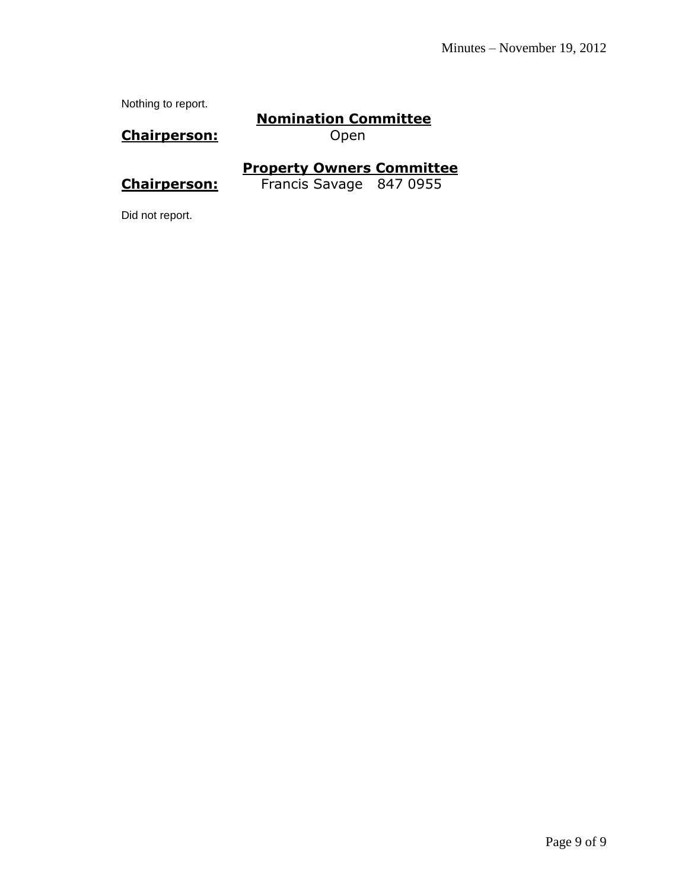Nothing to report.

## Nomination Committee

**Chairperson:** Open

## Property Owners Committee

**Chairperson:** Francis Savage 847 0955

Did not report.